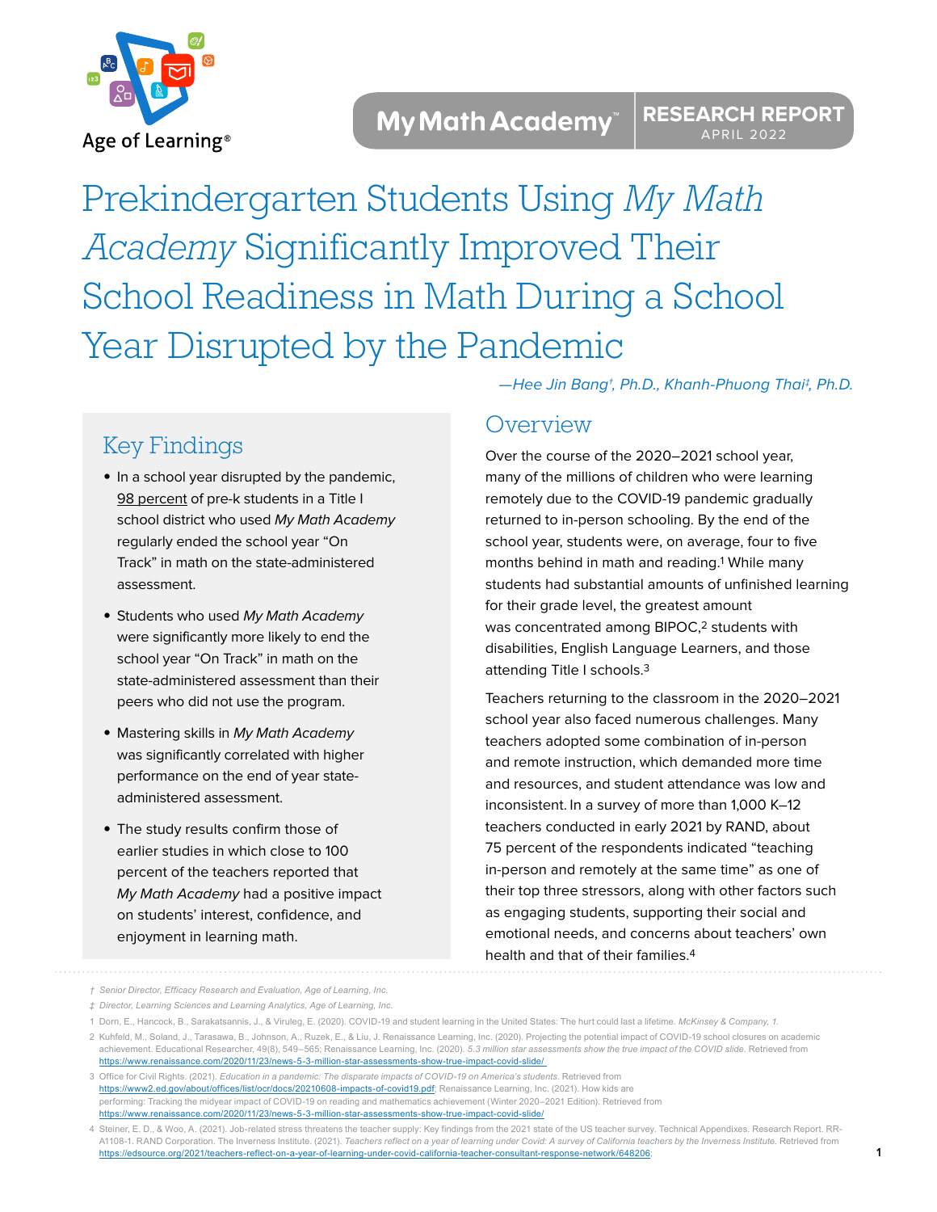Age of Learning®

My Math Academy™ | RESEARCH REPORT APRIL 2022

# Prekindergarten Students Using *My Math Academy* Significantly Improved Their School Readiness in Math During a School Year Disrupted by the Pandemic

*—Hee Jin Bang†, Ph.D., Khanh-Phuong Thai‡, Ph.D.*

## Key Findings

- In a school year disrupted by the pandemic, 98 percent of pre-k students in a Title I school district who used *My Math Academy* regularly ended the school year "On Track" in math on the state-administered assessment.
- Students who used *My Math Academy* were significantly more likely to end the school year "On Track" in math on the state-administered assessment than their peers who did not use the program.
- Mastering skills in *My Math Academy* was significantly correlated with higher performance on the end of year state-administered assessment.
- The study results confirm those of earlier studies in which close to 100 percent of the teachers reported that *My Math Academy* had a positive impact on students' interest, confidence, and enjoyment in learning math.

## Overview

Over the course of the 2020–2021 school year, many of the millions of children who were learning remotely due to the COVID-19 pandemic gradually returned to in-person schooling. By the end of the school year, students were, on average, four to five months behind in math and reading.[1] While many students had substantial amounts of unfinished learning for their grade level, the greatest amount was concentrated among BIPOC,[2] students with disabilities, English Language Learners, and those attending Title I schools.[3]

Teachers returning to the classroom in the 2020–2021 school year also faced numerous challenges. Many teachers adopted some combination of in-person and remote instruction, which demanded more time and resources, and student attendance was low and inconsistent. In a survey of more than 1,000 K–12 teachers conducted in early 2021 by RAND, about 75 percent of the respondents indicated "teaching in-person and remotely at the same time" as one of their top three stressors, along with other factors such as engaging students, supporting their social and emotional needs, and concerns about teachers' own health and that of their families.[4]

---

† *Senior Director, Efficacy Research and Evaluation, Age of Learning, Inc.*

‡ *Director, Learning Sciences and Learning Analytics, Age of Learning, Inc.*

1 Dorn, E., Hancock, B., Sarakatsannis, J., & Viruleg, E. (2020). COVID-19 and student learning in the United States: The hurt could last a lifetime. *McKinsey & Company, 1.*

2 Kuhfeld, M., Soland, J., Tarasawa, B., Johnson, A., Ruzek, E., & Liu, J. Renaissance Learning, Inc. (2020). Projecting the potential impact of COVID-19 school closures on academic achievement. Educational Researcher, 49(8), 549–565; Renaissance Learning, Inc. (2020). *5.3 million star assessments show the true impact of the COVID slide.* Retrieved from https://www.renaissance.com/2020/11/23/news-5-3-million-star-assessments-show-true-impact-covid-slide/

3 Office for Civil Rights. (2021). *Education in a pandemic: The disparate impacts of COVID-19 on America's students.* Retrieved from https://www2.ed.gov/about/offices/list/ocr/docs/20210608-impacts-of-covid19.pdf; Renaissance Learning, Inc. (2021). How kids are performing: Tracking the midyear impact of COVID-19 on reading and mathematics achievement (Winter 2020–2021 Edition). Retrieved from https://www.renaissance.com/2020/11/23/news-5-3-million-star-assessments-show-true-impact-covid-slide/

4 Steiner, E. D., & Woo, A. (2021). Job-related stress threatens the teacher supply: Key findings from the 2021 state of the US teacher survey. Technical Appendixes. Research Report. RR-A1108-1. RAND Corporation. The Inverness Institute. (2021). *Teachers reflect on a year of learning under Covid: A survey of California teachers by the Inverness Institute.* Retrieved from https://edsource.org/2021/teachers-reflect-on-a-year-of-learning-under-covid-california-teacher-consultant-response-network/648206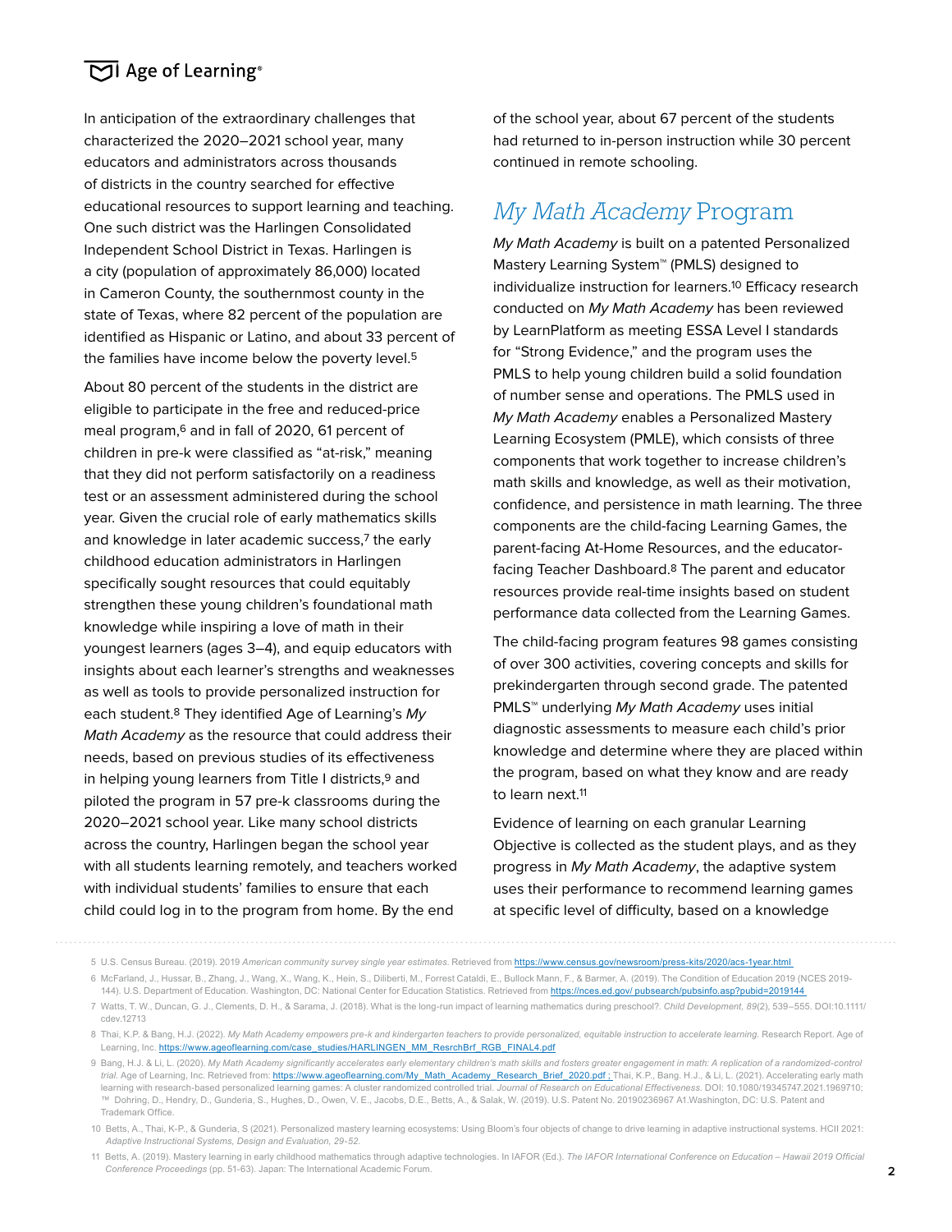In anticipation of the extraordinary challenges that characterized the 2020–2021 school year, many educators and administrators across thousands of districts in the country searched for effective educational resources to support learning and teaching. One such district was the Harlingen Consolidated Independent School District in Texas. Harlingen is a city (population of approximately 86,000) located in Cameron County, the southernmost county in the state of Texas, where 82 percent of the population are identified as Hispanic or Latino, and about 33 percent of the families have income below the poverty level.[5]

About 80 percent of the students in the district are eligible to participate in the free and reduced-price meal program,[6] and in fall of 2020, 61 percent of children in pre-k were classified as "at-risk," meaning that they did not perform satisfactorily on a readiness test or an assessment administered during the school year. Given the crucial role of early mathematics skills and knowledge in later academic success,[7] the early childhood education administrators in Harlingen specifically sought resources that could equitably strengthen these young children's foundational math knowledge while inspiring a love of math in their youngest learners (ages 3–4), and equip educators with insights about each learner's strengths and weaknesses as well as tools to provide personalized instruction for each student.[8] They identified Age of Learning's *My Math Academy* as the resource that could address their needs, based on previous studies of its effectiveness in helping young learners from Title I districts,[9] and piloted the program in 57 pre-k classrooms during the 2020–2021 school year. Like many school districts across the country, Harlingen began the school year with all students learning remotely, and teachers worked with individual students' families to ensure that each child could log in to the program from home. By the end of the school year, about 67 percent of the students had returned to in-person instruction while 30 percent continued in remote schooling.

## *My Math Academy* Program

*My Math Academy* is built on a patented Personalized Mastery Learning System™ (PMLS) designed to individualize instruction for learners.[10] Efficacy research conducted on *My Math Academy* has been reviewed by LearnPlatform as meeting ESSA Level I standards for "Strong Evidence," and the program uses the PMLS to help young children build a solid foundation of number sense and operations. The PMLS used in *My Math Academy* enables a Personalized Mastery Learning Ecosystem (PMLE), which consists of three components that work together to increase children's math skills and knowledge, as well as their motivation, confidence, and persistence in math learning. The three components are the child-facing Learning Games, the parent-facing At-Home Resources, and the educator-facing Teacher Dashboard.[8] The parent and educator resources provide real-time insights based on student performance data collected from the Learning Games.

The child-facing program features 98 games consisting of over 300 activities, covering concepts and skills for prekindergarten through second grade. The patented PMLS™ underlying *My Math Academy* uses initial diagnostic assessments to measure each child's prior knowledge and determine where they are placed within the program, based on what they know and are ready to learn next.[11]

Evidence of learning on each granular Learning Objective is collected as the student plays, and as they progress in *My Math Academy*, the adaptive system uses their performance to recommend learning games at specific level of difficulty, based on a knowledge

---

5 U.S. Census Bureau. (2019). 2019 *American community survey single year estimates*. Retrieved from https://www.census.gov/newsroom/press-kits/2020/acs-1year.html

6 McFarland, J., Hussar, B., Zhang, J., Wang, X., Wang, K., Hein, S., Diliberti, M., Forrest Cataldi, E., Bullock Mann, F., & Barmer, A. (2019). The Condition of Education 2019 (NCES 2019-144). U.S. Department of Education. Washington, DC: National Center for Education Statistics. Retrieved from https://nces.ed.gov/ pubsearch/pubsinfo.asp?pubid=2019144

7 Watts, T. W., Duncan, G. J., Clements, D. H., & Sarama, J. (2018). What is the long-run impact of learning mathematics during preschool?. *Child Development, 89*(2), 539–555. DOI:10.1111/cdev.12713

8 Thai, K.P. & Bang, H.J. (2022). *My Math Academy empowers pre-k and kindergarten teachers to provide personalized, equitable instruction to accelerate learning*. Research Report. Age of Learning, Inc. https://www.ageoflearning.com/case_studies/HARLINGEN_MM_ResrchBrf_RGB_FINAL4.pdf

9 Bang, H.J. & Li, L. (2020). *My Math Academy significantly accelerates early elementary children's math skills and fosters greater engagement in math: A replication of a randomized-control trial*. Age of Learning, Inc. Retrieved from: https://www.ageoflearning.com/My_Math_Academy_Research_Brief_2020.pdf ; Thai, K.P., Bang, H.J., & Li, L. (2021). Accelerating early math learning with research-based personalized learning games: A cluster randomized controlled trial. *Journal of Research on Educational Effectiveness*. DOI: 10.1080/19345747.2021.1969710; ™ Dohring, D., Hendry, D., Gunderia, S., Hughes, D., Owen, V. E., Jacobs, D.E., Betts, A., & Salak, W. (2019). U.S. Patent No. 20190236967 A1.Washington, DC: U.S. Patent and Trademark Office.

10 Betts, A., Thai, K-P., & Gunderia, S (2021). Personalized mastery learning ecosystems: Using Bloom's four objects of change to drive learning in adaptive instructional systems. HCII 2021: *Adaptive Instructional Systems, Design and Evaluation, 29-52.*

11 Betts, A. (2019). Mastery learning in early childhood mathematics through adaptive technologies. In IAFOR (Ed.). *The IAFOR International Conference on Education – Hawaii 2019 Official Conference Proceedings* (pp. 51-63). Japan: The International Academic Forum.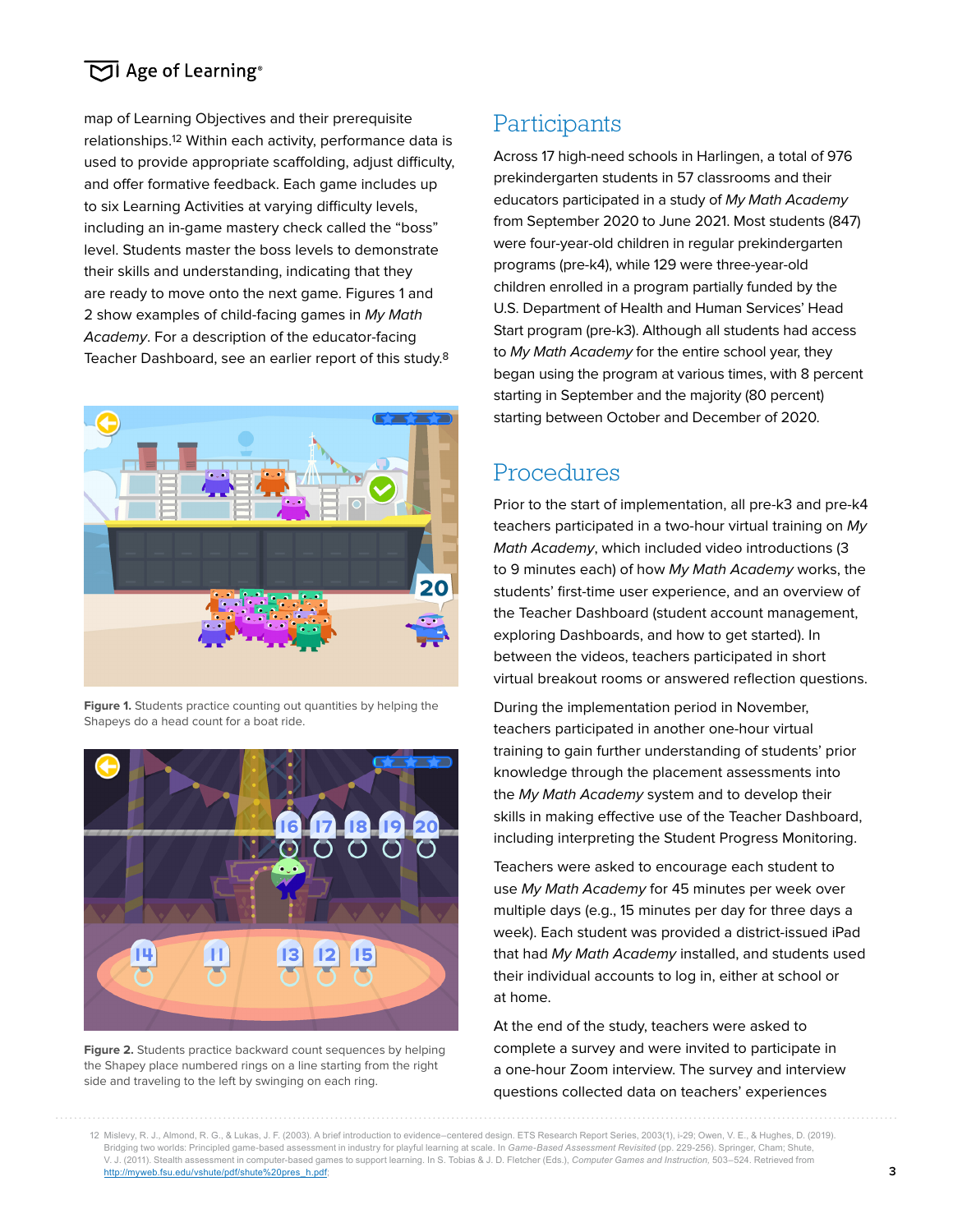map of Learning Objectives and their prerequisite relationships.[12] Within each activity, performance data is used to provide appropriate scaffolding, adjust difficulty, and offer formative feedback. Each game includes up to six Learning Activities at varying difficulty levels, including an in-game mastery check called the "boss" level. Students master the boss levels to demonstrate their skills and understanding, indicating that they are ready to move onto the next game. Figures 1 and 2 show examples of child-facing games in *My Math Academy*. For a description of the educator-facing Teacher Dashboard, see an earlier report of this study.[8]

**Figure 1.** Students practice counting out quantities by helping the Shapeys do a head count for a boat ride.

**Figure 2.** Students practice backward count sequences by helping the Shapey place numbered rings on a line starting from the right side and traveling to the left by swinging on each ring.

## Participants

Across 17 high-need schools in Harlingen, a total of 976 prekindergarten students in 57 classrooms and their educators participated in a study of *My Math Academy* from September 2020 to June 2021. Most students (847) were four-year-old children in regular prekindergarten programs (pre-k4), while 129 were three-year-old children enrolled in a program partially funded by the U.S. Department of Health and Human Services' Head Start program (pre-k3). Although all students had access to *My Math Academy* for the entire school year, they began using the program at various times, with 8 percent starting in September and the majority (80 percent) starting between October and December of 2020.

## Procedures

Prior to the start of implementation, all pre-k3 and pre-k4 teachers participated in a two-hour virtual training on *My Math Academy*, which included video introductions (3 to 9 minutes each) of how *My Math Academy* works, the students' first-time user experience, and an overview of the Teacher Dashboard (student account management, exploring Dashboards, and how to get started). In between the videos, teachers participated in short virtual breakout rooms or answered reflection questions.

During the implementation period in November, teachers participated in another one-hour virtual training to gain further understanding of students' prior knowledge through the placement assessments into the *My Math Academy* system and to develop their skills in making effective use of the Teacher Dashboard, including interpreting the Student Progress Monitoring.

Teachers were asked to encourage each student to use *My Math Academy* for 45 minutes per week over multiple days (e.g., 15 minutes per day for three days a week). Each student was provided a district-issued iPad that had *My Math Academy* installed, and students used their individual accounts to log in, either at school or at home.

At the end of the study, teachers were asked to complete a survey and were invited to participate in a one-hour Zoom interview. The survey and interview questions collected data on teachers' experiences

---

12 Mislevy, R. J., Almond, R. G., & Lukas, J. F. (2003). A brief introduction to evidence–centered design. ETS Research Report Series, 2003(1), i-29; Owen, V. E., & Hughes, D. (2019). Bridging two worlds: Principled game-based assessment in industry for playful learning at scale. In *Game-Based Assessment Revisited* (pp. 229-256). Springer, Cham; Shute, V. J. (2011). Stealth assessment in computer-based games to support learning. In S. Tobias & J. D. Fletcher (Eds.), *Computer Games and Instruction*, 503–524. Retrieved from http://myweb.fsu.edu/vshute/pdf/shute%20pres_h.pdf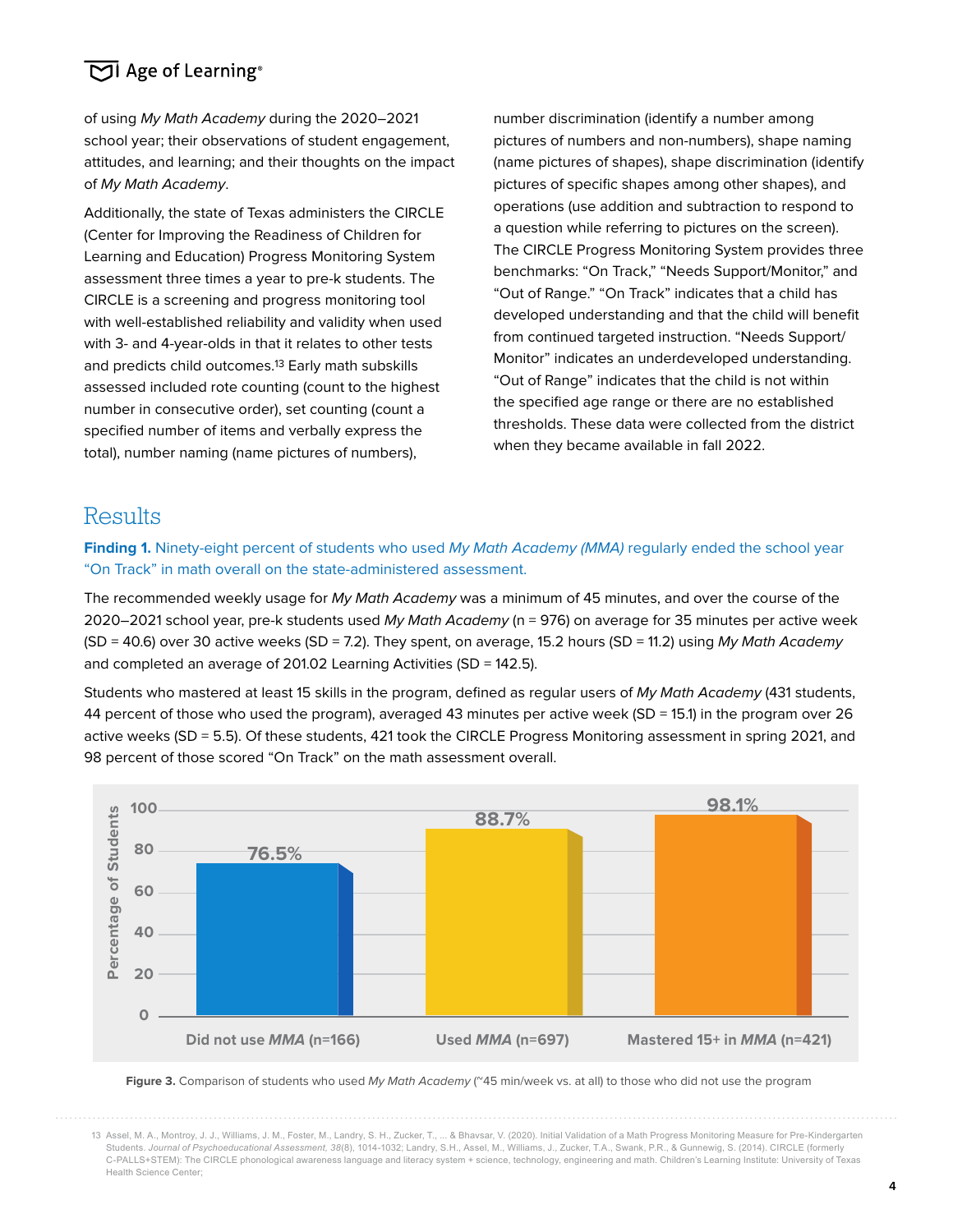of using *My Math Academy* during the 2020–2021 school year; their observations of student engagement, attitudes, and learning; and their thoughts on the impact of *My Math Academy*.

Additionally, the state of Texas administers the CIRCLE (Center for Improving the Readiness of Children for Learning and Education) Progress Monitoring System assessment three times a year to pre-k students. The CIRCLE is a screening and progress monitoring tool with well-established reliability and validity when used with 3- and 4-year-olds in that it relates to other tests and predicts child outcomes.[13] Early math subskills assessed included rote counting (count to the highest number in consecutive order), set counting (count a specified number of items and verbally express the total), number naming (name pictures of numbers), number discrimination (identify a number among pictures of numbers and non-numbers), shape naming (name pictures of shapes), shape discrimination (identify pictures of specific shapes among other shapes), and operations (use addition and subtraction to respond to a question while referring to pictures on the screen). The CIRCLE Progress Monitoring System provides three benchmarks: "On Track," "Needs Support/Monitor," and "Out of Range." "On Track" indicates that a child has developed understanding and that the child will benefit from continued targeted instruction. "Needs Support/Monitor" indicates an underdeveloped understanding. "Out of Range" indicates that the child is not within the specified age range or there are no established thresholds. These data were collected from the district when they became available in fall 2022.

## Results

**Finding 1.** Ninety-eight percent of students who used *My Math Academy (MMA)* regularly ended the school year "On Track" in math overall on the state-administered assessment.

The recommended weekly usage for *My Math Academy* was a minimum of 45 minutes, and over the course of the 2020–2021 school year, pre-k students used *My Math Academy* (n = 976) on average for 35 minutes per active week (SD = 40.6) over 30 active weeks (SD = 7.2). They spent, on average, 15.2 hours (SD = 11.2) using *My Math Academy* and completed an average of 201.02 Learning Activities (SD = 142.5).

Students who mastered at least 15 skills in the program, defined as regular users of *My Math Academy* (431 students, 44 percent of those who used the program), averaged 43 minutes per active week (SD = 15.1) in the program over 26 active weeks (SD = 5.5). Of these students, 421 took the CIRCLE Progress Monitoring assessment in spring 2021, and 98 percent of those scored "On Track" on the math assessment overall.

| Group | Percentage of Students |
| --- | --- |
| Did not use *MMA* (n=166) | 76.5% |
| Used *MMA* (n=697) | 88.7% |
| Mastered 15+ in *MMA* (n=421) | 98.1% |

**Figure 3.** Comparison of students who used *My Math Academy* (~45 min/week vs. at all) to those who did not use the program

---

13 Assel, M. A., Montroy, J. J., Williams, J. M., Foster, M., Landry, S. H., Zucker, T., ... & Bhavsar, V. (2020). Initial Validation of a Math Progress Monitoring Measure for Pre-Kindergarten Students. *Journal of Psychoeducational Assessment, 38*(8), 1014-1032; Landry, S.H., Assel, M., Williams, J., Zucker, T.A., Swank, P.R., & Gunnewig, S. (2014). CIRCLE (formerly C-PALLS+STEM): The CIRCLE phonological awareness language and literacy system + science, technology, engineering and math. Children's Learning Institute: University of Texas Health Science Center;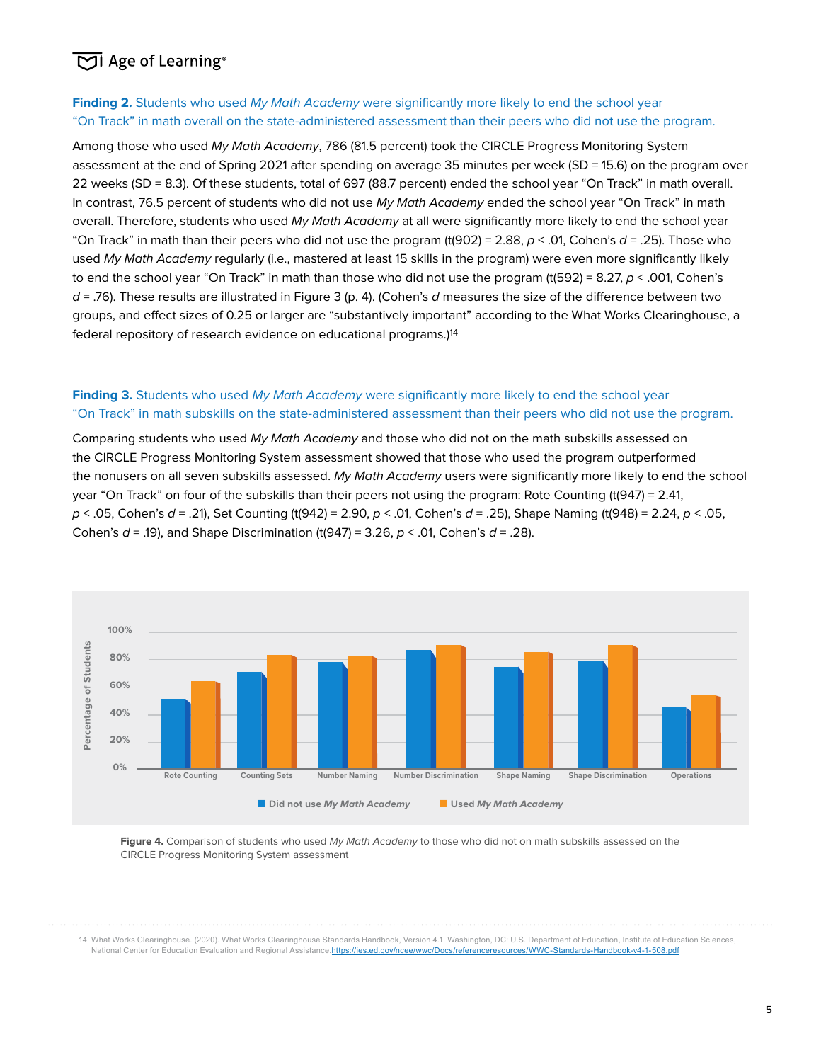**Finding 2.** Students who used *My Math Academy* were significantly more likely to end the school year "On Track" in math overall on the state-administered assessment than their peers who did not use the program.

Among those who used *My Math Academy*, 786 (81.5 percent) took the CIRCLE Progress Monitoring System assessment at the end of Spring 2021 after spending on average 35 minutes per week (SD = 15.6) on the program over 22 weeks (SD = 8.3). Of these students, total of 697 (88.7 percent) ended the school year "On Track" in math overall. In contrast, 76.5 percent of students who did not use *My Math Academy* ended the school year "On Track" in math overall. Therefore, students who used *My Math Academy* at all were significantly more likely to end the school year "On Track" in math than their peers who did not use the program ($t(902) = 2.88$, $p < .01$, Cohen's $d = .25$). Those who used *My Math Academy* regularly (i.e., mastered at least 15 skills in the program) were even more significantly likely to end the school year "On Track" in math than those who did not use the program ($t(592) = 8.27$, $p < .001$, Cohen's $d = .76$). These results are illustrated in Figure 3 (p. 4). (Cohen's *d* measures the size of the difference between two groups, and effect sizes of 0.25 or larger are "substantively important" according to the What Works Clearinghouse, a federal repository of research evidence on educational programs.)[14]

**Finding 3.** Students who used *My Math Academy* were significantly more likely to end the school year "On Track" in math subskills on the state-administered assessment than their peers who did not use the program.

Comparing students who used *My Math Academy* and those who did not on the math subskills assessed on the CIRCLE Progress Monitoring System assessment showed that those who used the program outperformed the nonusers on all seven subskills assessed. *My Math Academy* users were significantly more likely to end the school year "On Track" on four of the subskills than their peers not using the program: Rote Counting ($t(947) = 2.41$, $p < .05$, Cohen's $d = .21$), Set Counting ($t(942) = 2.90$, $p < .01$, Cohen's $d = .25$), Shape Naming ($t(948) = 2.24$, $p < .05$, Cohen's $d = .19$), and Shape Discrimination ($t(947) = 3.26$, $p < .01$, Cohen's $d = .28$).

**Figure 4.** Comparison of students who used *My Math Academy* to those who did not on math subskills assessed on the CIRCLE Progress Monitoring System assessment

14 What Works Clearinghouse. (2020). What Works Clearinghouse Standards Handbook, Version 4.1. Washington, DC: U.S. Department of Education, Institute of Education Sciences, National Center for Education Evaluation and Regional Assistance. https://ies.ed.gov/ncee/wwc/Docs/referenceresources/WWC-Standards-Handbook-v4-1-508.pdf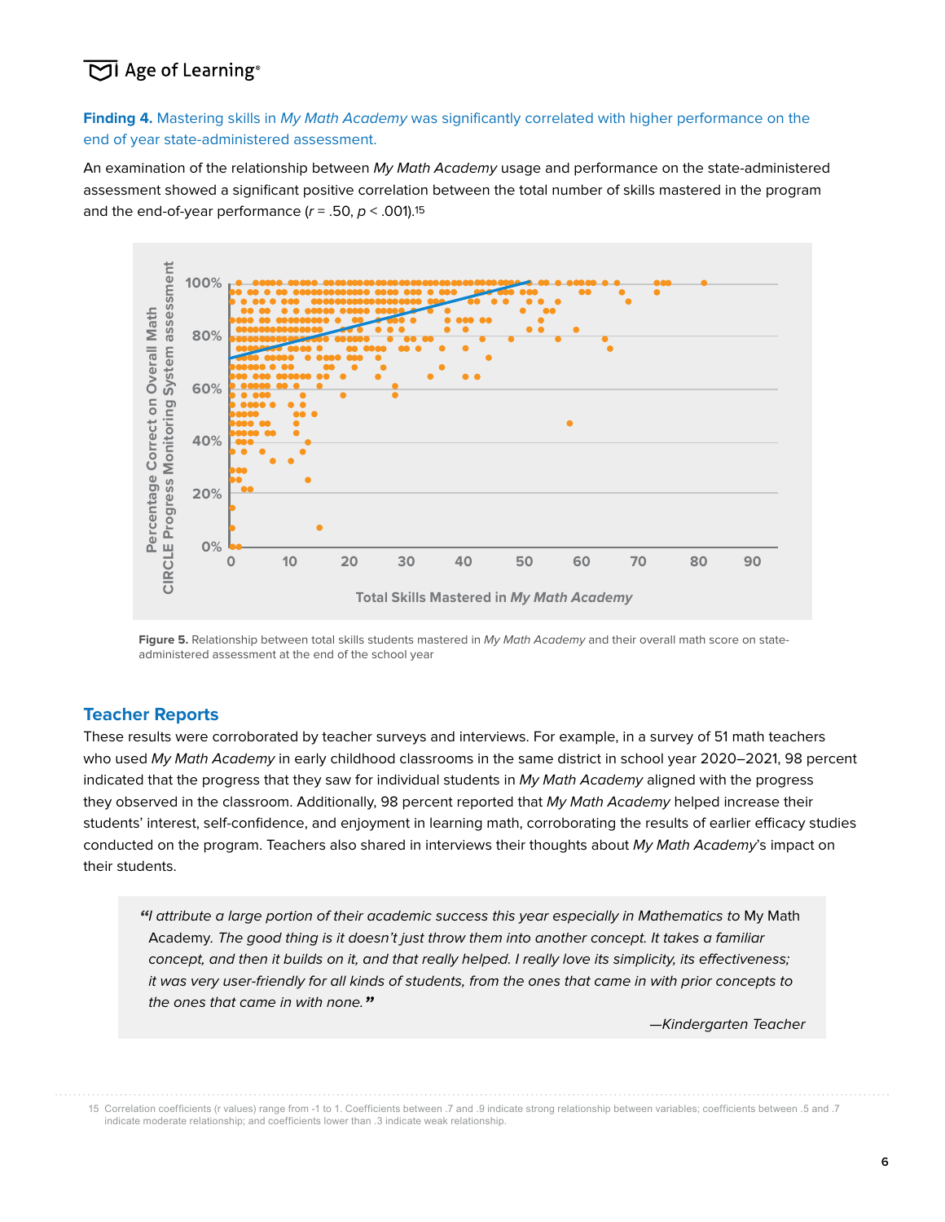**Finding 4.** Mastering skills in *My Math Academy* was significantly correlated with higher performance on the end of year state-administered assessment.

An examination of the relationship between *My Math Academy* usage and performance on the state-administered assessment showed a significant positive correlation between the total number of skills mastered in the program and the end-of-year performance ($r = .50$, $p < .001$).[15]

**Figure 5.** Relationship between total skills students mastered in *My Math Academy* and their overall math score on state-administered assessment at the end of the school year

## Teacher Reports

These results were corroborated by teacher surveys and interviews. For example, in a survey of 51 math teachers who used *My Math Academy* in early childhood classrooms in the same district in school year 2020–2021, 98 percent indicated that the progress that they saw for individual students in *My Math Academy* aligned with the progress they observed in the classroom. Additionally, 98 percent reported that *My Math Academy* helped increase their students' interest, self-confidence, and enjoyment in learning math, corroborating the results of earlier efficacy studies conducted on the program. Teachers also shared in interviews their thoughts about *My Math Academy*'s impact on their students.

> *"I attribute a large portion of their academic success this year especially in Mathematics to* My Math Academy. *The good thing is it doesn't just throw them into another concept. It takes a familiar concept, and then it builds on it, and that really helped. I really love its simplicity, its effectiveness; it was very user-friendly for all kinds of students, from the ones that came in with prior concepts to the ones that came in with none."*
>
> *—Kindergarten Teacher*

---

15 Correlation coefficients (r values) range from -1 to 1. Coefficients between .7 and .9 indicate strong relationship between variables; coefficients between .5 and .7 indicate moderate relationship; and coefficients lower than .3 indicate weak relationship.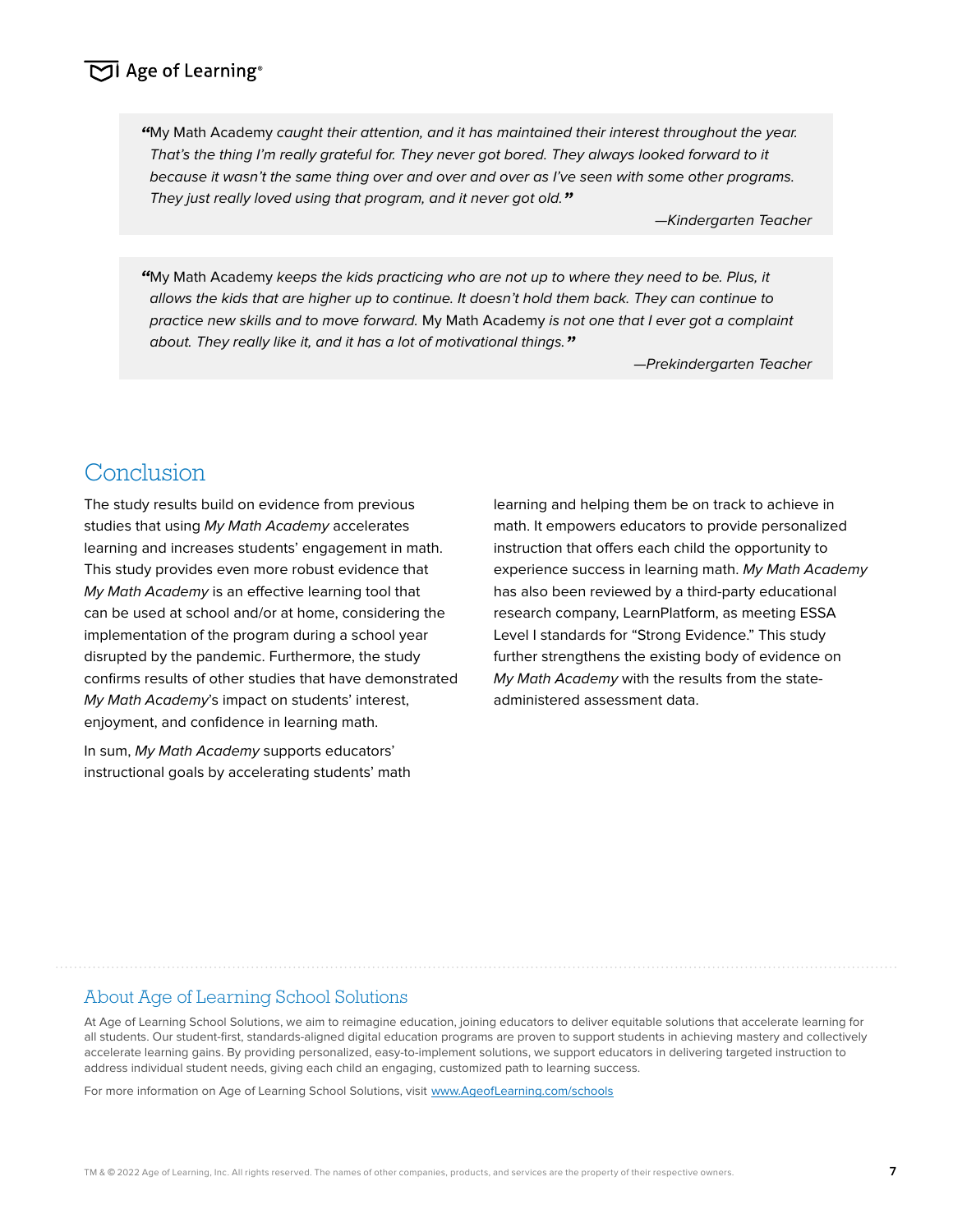> "My Math Academy *caught their attention, and it has maintained their interest throughout the year. That's the thing I'm really grateful for. They never got bored. They always looked forward to it because it wasn't the same thing over and over and over as I've seen with some other programs. They just really loved using that program, and it never got old.*"
>
> *—Kindergarten Teacher*

> "My Math Academy *keeps the kids practicing who are not up to where they need to be. Plus, it allows the kids that are higher up to continue. It doesn't hold them back. They can continue to practice new skills and to move forward.* My Math Academy *is not one that I ever got a complaint about. They really like it, and it has a lot of motivational things.*"
>
> *—Prekindergarten Teacher*

## Conclusion

The study results build on evidence from previous studies that using *My Math Academy* accelerates learning and increases students' engagement in math. This study provides even more robust evidence that *My Math Academy* is an effective learning tool that can be used at school and/or at home, considering the implementation of the program during a school year disrupted by the pandemic. Furthermore, the study confirms results of other studies that have demonstrated *My Math Academy*'s impact on students' interest, enjoyment, and confidence in learning math.

In sum, *My Math Academy* supports educators' instructional goals by accelerating students' math learning and helping them be on track to achieve in math. It empowers educators to provide personalized instruction that offers each child the opportunity to experience success in learning math. *My Math Academy* has also been reviewed by a third-party educational research company, LearnPlatform, as meeting ESSA Level I standards for "Strong Evidence." This study further strengthens the existing body of evidence on *My Math Academy* with the results from the state-administered assessment data.

## About Age of Learning School Solutions

At Age of Learning School Solutions, we aim to reimagine education, joining educators to deliver equitable solutions that accelerate learning for all students. Our student-first, standards-aligned digital education programs are proven to support students in achieving mastery and collectively accelerate learning gains. By providing personalized, easy-to-implement solutions, we support educators in delivering targeted instruction to address individual student needs, giving each child an engaging, customized path to learning success.

For more information on Age of Learning School Solutions, visit [www.AgeofLearning.com/schools](http://www.AgeofLearning.com/schools)

TM & © 2022 Age of Learning, Inc. All rights reserved. The names of other companies, products, and services are the property of their respective owners.